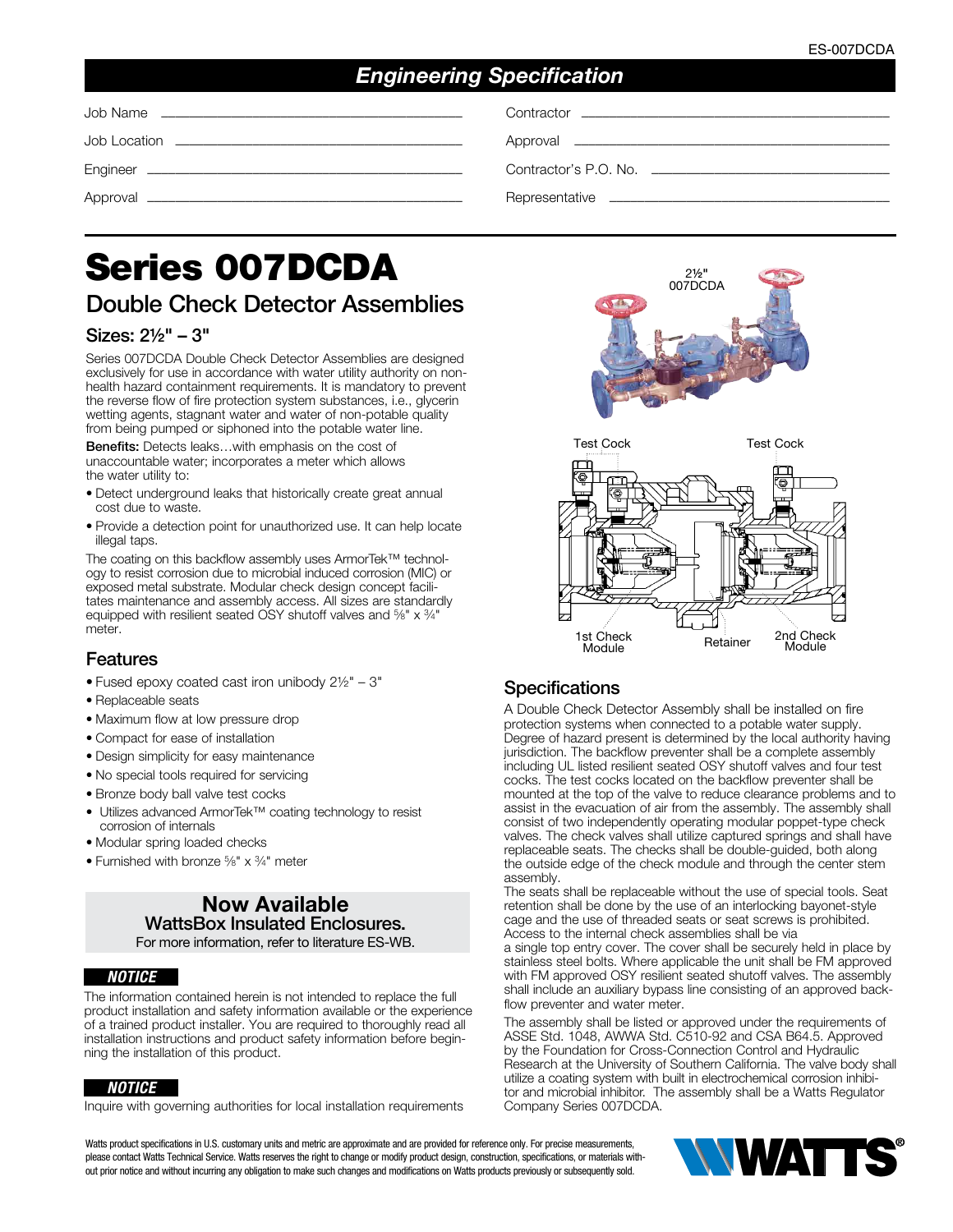# Engineering Specification

Job Name \_\_\_\_\_\_\_\_\_\_\_\_\_\_\_\_\_\_\_\_ Contractor \_\_\_\_\_\_\_\_\_\_\_\_\_\_\_\_\_\_\_\_

Job Location \_\_\_\_\_\_\_\_\_\_\_\_\_\_\_\_\_\_\_\_ Approval \_\_\_\_\_\_\_\_\_\_\_\_\_\_\_\_\_\_\_\_

Engineer \_\_\_\_\_\_\_\_\_\_\_\_\_\_\_\_\_\_\_\_ Contractor's P.O. No. \_\_\_\_\_\_\_\_\_\_\_\_\_\_\_\_\_\_\_\_

Approval \_\_\_\_\_\_\_\_\_\_\_\_\_\_\_\_\_\_\_\_ Representative \_\_\_\_\_\_\_\_\_\_\_\_\_\_\_\_\_\_\_\_

# Series 007DCDA

## Double Check Detector Assemblies

### Sizes: 2½" – 3"

Series 007DCDA Double Check Detector Assemblies are designed exclusively for use in accordance with water utility authority on non-health hazard containment requirements. It is mandatory to prevent the reverse flow of fire protection system substances, i.e., glycerin wetting agents, stagnant water and water of non-potable quality from being pumped or siphoned into the potable water line.

**Benefits:** Detects leaks…with emphasis on the cost of unaccountable water; incorporates a meter which allows the water utility to:

- Detect underground leaks that historically create great annual cost due to waste.
- Provide a detection point for unauthorized use. It can help locate illegal taps.

The coating on this backflow assembly uses ArmorTek™ technology to resist corrosion due to microbial induced corrosion (MIC) or exposed metal substrate. Modular check design concept facilitates maintenance and assembly access. All sizes are standardly equipped with resilient seated OSY shutoff valves and ⅝" x ¾" meter.

2½" 007DCDA

Test Cock Test Cock

1st Check Module Retainer 2nd Check Module

## Features

- Fused epoxy coated cast iron unibody 2½" – 3"
- Replaceable seats
- Maximum flow at low pressure drop
- Compact for ease of installation
- Design simplicity for easy maintenance
- No special tools required for servicing
- Bronze body ball valve test cocks
- Utilizes advanced ArmorTek™ coating technology to resist corrosion of internals
- Modular spring loaded checks
- Furnished with bronze ⅝" x ¾" meter

**Now Available**
**WattsBox Insulated Enclosures.**
For more information, refer to literature ES-WB.

***NOTICE***

The information contained herein is not intended to replace the full product installation and safety information available or the experience of a trained product installer. You are required to thoroughly read all installation instructions and product safety information before beginning the installation of this product.

***NOTICE***

Inquire with governing authorities for local installation requirements

## Specifications

A Double Check Detector Assembly shall be installed on fire protection systems when connected to a potable water supply. Degree of hazard present is determined by the local authority having jurisdiction. The backflow preventer shall be a complete assembly including UL listed resilient seated OSY shutoff valves and four test cocks. The test cocks located on the backflow preventer shall be mounted at the top of the valve to reduce clearance problems and to assist in the evacuation of air from the assembly. The assembly shall consist of two independently operating modular poppet-type check valves. The check valves shall utilize captured springs and shall have replaceable seats. The checks shall be double-guided, both along the outside edge of the check module and through the center stem assembly.

The seats shall be replaceable without the use of special tools. Seat retention shall be done by the use of an interlocking bayonet-style cage and the use of threaded seats or seat screws is prohibited. Access to the internal check assemblies shall be via a single top entry cover. The cover shall be securely held in place by stainless steel bolts. Where applicable the unit shall be FM approved with FM approved OSY resilient seated shutoff valves. The assembly shall include an auxiliary bypass line consisting of an approved backflow preventer and water meter.

The assembly shall be listed or approved under the requirements of ASSE Std. 1048, AWWA Std. C510-92 and CSA B64.5. Approved by the Foundation for Cross-Connection Control and Hydraulic Research at the University of Southern California. The valve body shall utilize a coating system with built in electrochemical corrosion inhibitor and microbial inhibitor. The assembly shall be a Watts Regulator Company Series 007DCDA.

Watts product specifications in U.S. customary units and metric are approximate and are provided for reference only. For precise measurements, please contact Watts Technical Service. Watts reserves the right to change or modify product design, construction, specifications, or materials without prior notice and without incurring any obligation to make such changes and modifications on Watts products previously or subsequently sold.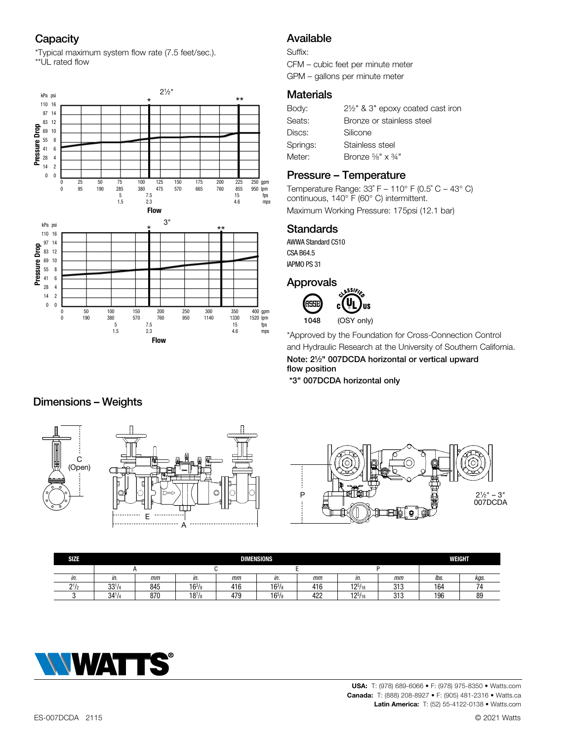## Capacity

*Typical maximum system flow rate (7.5 feet/sec.).
**UL rated flow

2½"

kPa psi
110 16
97 14
83 12
69 10
55 8
41 6
28 4
14 2
0 0

Pressure Drop

0 25 50 75 100 125 150 175 200 225 250 gpm
0 95 190 285 380 475 570 665 760 855 950 lpm
5 7.5 15 fps
1.5 2.3 4.6 mps

Flow

3"

kPa psi
110 16
97 14
83 12
69 10
55 8
41 6
28 4
14 2
0 0

Pressure Drop

0 50 100 150 200 250 300 350 400 gpm
0 190 380 570 760 950 1140 1330 1520 lpm
5 7.5 15 fps
1.5 2.3 4.6 mps

Flow

## Available

Suffix:

CFM – cubic feet per minute meter

GPM – gallons per minute meter

## Materials

| | |
|---|---|
| Body: | 2½" & 3" epoxy coated cast iron |
| Seats: | Bronze or stainless steel |
| Discs: | Silicone |
| Springs: | Stainless steel |
| Meter: | Bronze ⅝" x ¾" |

## Pressure – Temperature

Temperature Range: 33° F – 110° F (0.5° C – 43° C) continuous, 140° F (60° C) intermittent.

Maximum Working Pressure: 175psi (12.1 bar)

## Standards

AWWA Standard C510

CSA B64.5

IAPMO PS 31

## Approvals

1048 (OSY only)

*Approved by the Foundation for Cross-Connection Control and Hydraulic Research at the University of Southern California.

**Note: 2½" 007DCDA horizontal or vertical upward flow position**

**\*3" 007DCDA horizontal only**

## Dimensions – Weights

C (Open)

E

A

P

2½" – 3" 007DCDA

| SIZE | DIMENSIONS | | | | | | | | WEIGHT | |
|---|---|---|---|---|---|---|---|---|---|---|
| | A | | C | | E | | P | | | |
| *in.* | *in.* | *mm* | *in.* | *mm* | *in.* | *mm* | *in.* | *mm* | *lbs.* | *kgs.* |
| 2½ | 33¼ | 845 | 16⅜ | 416 | 16⅜ | 416 | 12⁵⁄₁₆ | 313 | 164 | 74 |
| 3 | 34¼ | 870 | 18⅞ | 479 | 16⅝ | 422 | 12⁵⁄₁₆ | 313 | 196 | 89 |

WATTS®

**USA:** T: (978) 689-6066 • F: (978) 975-8350 • Watts.com
**Canada:** T: (888) 208-8927 • F: (905) 481-2316 • Watts.ca
**Latin America:** T: (52) 55-4122-0138 • Watts.com

ES-007DCDA 2115

© 2021 Watts